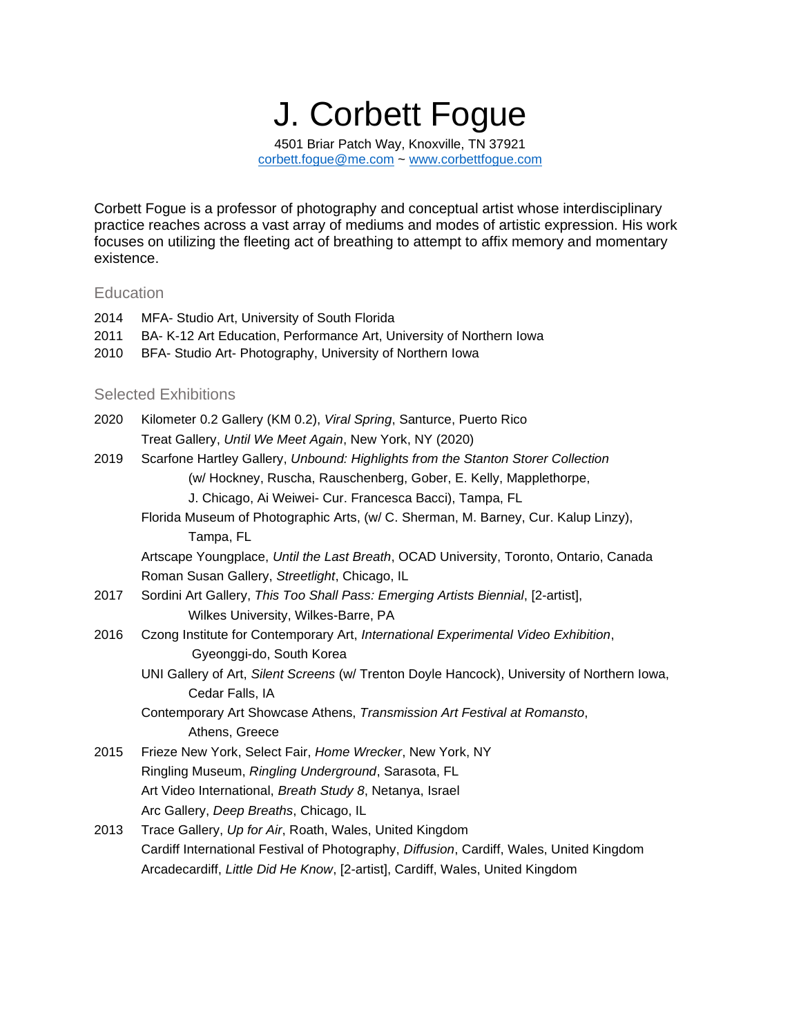# J. Corbett Fogue

4501 Briar Patch Way, Knoxville, TN 37921
corbett.fogue@me.com ~ www.corbettfogue.com

Corbett Fogue is a professor of photography and conceptual artist whose interdisciplinary practice reaches across a vast array of mediums and modes of artistic expression. His work focuses on utilizing the fleeting act of breathing to attempt to affix memory and momentary existence.

## Education

2014 MFA- Studio Art, University of South Florida
2011 BA- K-12 Art Education, Performance Art, University of Northern Iowa
2010 BFA- Studio Art- Photography, University of Northern Iowa

## Selected Exhibitions

**2020**
Kilometer 0.2 Gallery (KM 0.2), *Viral Spring*, Santurce, Puerto Rico
Treat Gallery, *Until We Meet Again*, New York, NY (2020)

**2019**
Scarfone Hartley Gallery, *Unbound: Highlights from the Stanton Storer Collection* (w/ Hockney, Ruscha, Rauschenberg, Gober, E. Kelly, Mapplethorpe, J. Chicago, Ai Weiwei- Cur. Francesca Bacci), Tampa, FL
Florida Museum of Photographic Arts, (w/ C. Sherman, M. Barney, Cur. Kalup Linzy), Tampa, FL
Artscape Youngplace, *Until the Last Breath*, OCAD University, Toronto, Ontario, Canada
Roman Susan Gallery, *Streetlight*, Chicago, IL

**2017**
Sordini Art Gallery, *This Too Shall Pass: Emerging Artists Biennial*, [2-artist], Wilkes University, Wilkes-Barre, PA

**2016**
Czong Institute for Contemporary Art, *International Experimental Video Exhibition*, Gyeonggi-do, South Korea
UNI Gallery of Art, *Silent Screens* (w/ Trenton Doyle Hancock), University of Northern Iowa, Cedar Falls, IA
Contemporary Art Showcase Athens, *Transmission Art Festival at Romansto*, Athens, Greece

**2015**
Frieze New York, Select Fair, *Home Wrecker*, New York, NY
Ringling Museum, *Ringling Underground*, Sarasota, FL
Art Video International, *Breath Study 8*, Netanya, Israel
Arc Gallery, *Deep Breaths*, Chicago, IL

**2013**
Trace Gallery, *Up for Air*, Roath, Wales, United Kingdom
Cardiff International Festival of Photography, *Diffusion*, Cardiff, Wales, United Kingdom
Arcadecardiff, *Little Did He Know*, [2-artist], Cardiff, Wales, United Kingdom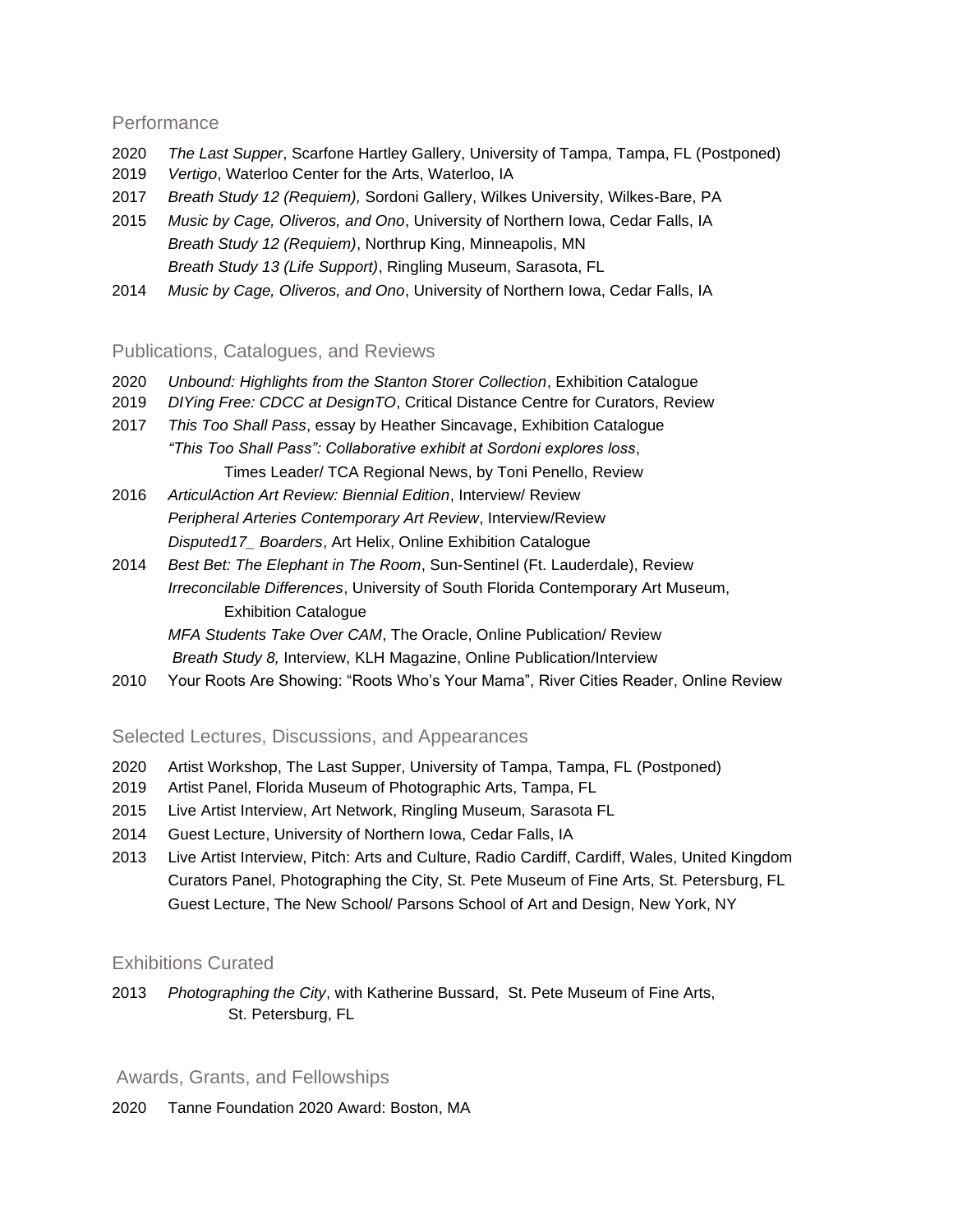## Performance

2020 *The Last Supper*, Scarfone Hartley Gallery, University of Tampa, Tampa, FL (Postponed)
2019 *Vertigo*, Waterloo Center for the Arts, Waterloo, IA
2017 *Breath Study 12 (Requiem),* Sordoni Gallery, Wilkes University, Wilkes-Bare, PA
2015 *Music by Cage, Oliveros, and Ono*, University of Northern Iowa, Cedar Falls, IA
*Breath Study 12 (Requiem)*, Northrup King, Minneapolis, MN
*Breath Study 13 (Life Support)*, Ringling Museum, Sarasota, FL
2014 *Music by Cage, Oliveros, and Ono*, University of Northern Iowa, Cedar Falls, IA

## Publications, Catalogues, and Reviews

2020 *Unbound: Highlights from the Stanton Storer Collection*, Exhibition Catalogue
2019 *DIYing Free: CDCC at DesignTO*, Critical Distance Centre for Curators, Review
2017 *This Too Shall Pass*, essay by Heather Sincavage, Exhibition Catalogue
*"This Too Shall Pass": Collaborative exhibit at Sordoni explores loss*,
Times Leader/ TCA Regional News, by Toni Penello, Review
2016 *ArticulAction Art Review: Biennial Edition*, Interview/ Review
*Peripheral Arteries Contemporary Art Review*, Interview/Review
*Disputed17_ Boarders*, Art Helix, Online Exhibition Catalogue
2014 *Best Bet: The Elephant in The Room*, Sun-Sentinel (Ft. Lauderdale), Review
*Irreconcilable Differences*, University of South Florida Contemporary Art Museum,
Exhibition Catalogue
*MFA Students Take Over CAM*, The Oracle, Online Publication/ Review
*Breath Study 8,* Interview, KLH Magazine, Online Publication/Interview
2010 Your Roots Are Showing: "Roots Who's Your Mama", River Cities Reader, Online Review

## Selected Lectures, Discussions, and Appearances

2020 Artist Workshop, The Last Supper, University of Tampa, Tampa, FL (Postponed)
2019 Artist Panel, Florida Museum of Photographic Arts, Tampa, FL
2015 Live Artist Interview, Art Network, Ringling Museum, Sarasota FL
2014 Guest Lecture, University of Northern Iowa, Cedar Falls, IA
2013 Live Artist Interview, Pitch: Arts and Culture, Radio Cardiff, Cardiff, Wales, United Kingdom
Curators Panel, Photographing the City, St. Pete Museum of Fine Arts, St. Petersburg, FL
Guest Lecture, The New School/ Parsons School of Art and Design, New York, NY

## Exhibitions Curated

2013 *Photographing the City*, with Katherine Bussard, St. Pete Museum of Fine Arts,
St. Petersburg, FL

## Awards, Grants, and Fellowships

2020 Tanne Foundation 2020 Award: Boston, MA